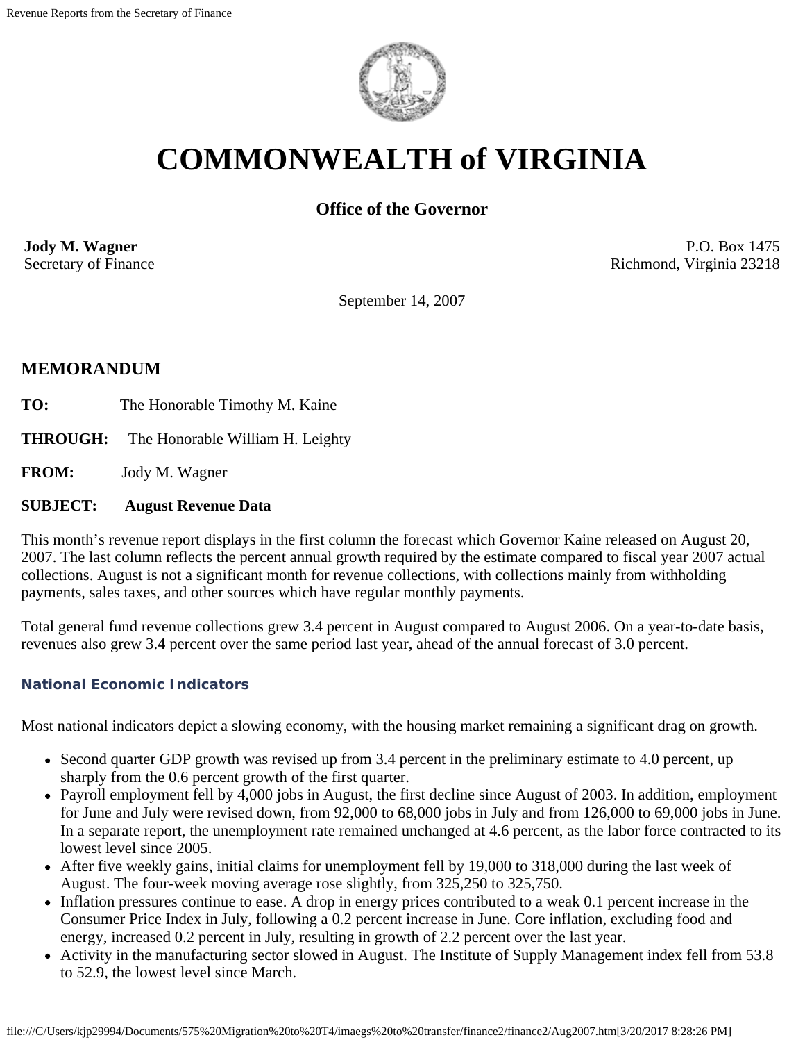# COMMONWEALTH of VIRGINIA

### Office of the Governor

**Jody M. Wagner**
Secretary of Finance

P.O. Box 1475
Richmond, Virginia 23218

September 14, 2007

## MEMORANDUM

**TO:** The Honorable Timothy M. Kaine

**THROUGH:** The Honorable William H. Leighty

**FROM:** Jody M. Wagner

**SUBJECT:** **August Revenue Data**

This month's revenue report displays in the first column the forecast which Governor Kaine released on August 20, 2007. The last column reflects the percent annual growth required by the estimate compared to fiscal year 2007 actual collections. August is not a significant month for revenue collections, with collections mainly from withholding payments, sales taxes, and other sources which have regular monthly payments.

Total general fund revenue collections grew 3.4 percent in August compared to August 2006. On a year-to-date basis, revenues also grew 3.4 percent over the same period last year, ahead of the annual forecast of 3.0 percent.

### National Economic Indicators

Most national indicators depict a slowing economy, with the housing market remaining a significant drag on growth.

- Second quarter GDP growth was revised up from 3.4 percent in the preliminary estimate to 4.0 percent, up sharply from the 0.6 percent growth of the first quarter.
- Payroll employment fell by 4,000 jobs in August, the first decline since August of 2003. In addition, employment for June and July were revised down, from 92,000 to 68,000 jobs in July and from 126,000 to 69,000 jobs in June. In a separate report, the unemployment rate remained unchanged at 4.6 percent, as the labor force contracted to its lowest level since 2005.
- After five weekly gains, initial claims for unemployment fell by 19,000 to 318,000 during the last week of August. The four-week moving average rose slightly, from 325,250 to 325,750.
- Inflation pressures continue to ease. A drop in energy prices contributed to a weak 0.1 percent increase in the Consumer Price Index in July, following a 0.2 percent increase in June. Core inflation, excluding food and energy, increased 0.2 percent in July, resulting in growth of 2.2 percent over the last year.
- Activity in the manufacturing sector slowed in August. The Institute of Supply Management index fell from 53.8 to 52.9, the lowest level since March.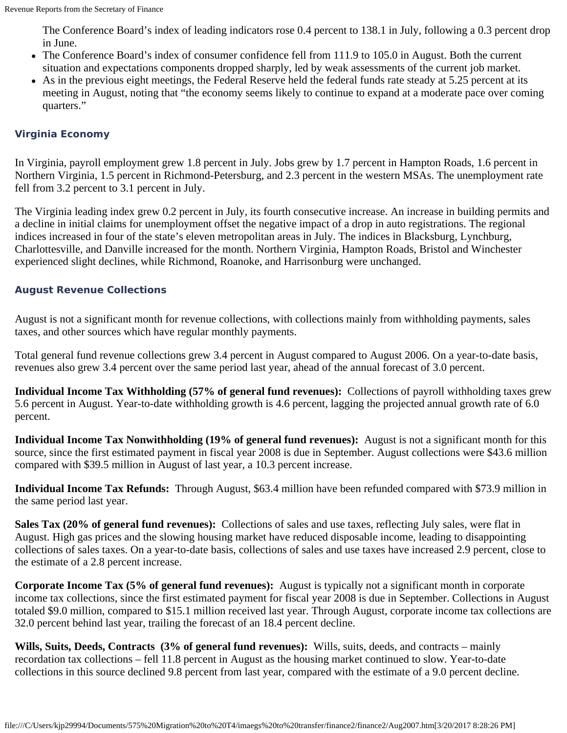The Conference Board's index of leading indicators rose 0.4 percent to 138.1 in July, following a 0.3 percent drop in June.

- The Conference Board's index of consumer confidence fell from 111.9 to 105.0 in August. Both the current situation and expectations components dropped sharply, led by weak assessments of the current job market.
- As in the previous eight meetings, the Federal Reserve held the federal funds rate steady at 5.25 percent at its meeting in August, noting that "the economy seems likely to continue to expand at a moderate pace over coming quarters."

### Virginia Economy

In Virginia, payroll employment grew 1.8 percent in July. Jobs grew by 1.7 percent in Hampton Roads, 1.6 percent in Northern Virginia, 1.5 percent in Richmond-Petersburg, and 2.3 percent in the western MSAs. The unemployment rate fell from 3.2 percent to 3.1 percent in July.

The Virginia leading index grew 0.2 percent in July, its fourth consecutive increase. An increase in building permits and a decline in initial claims for unemployment offset the negative impact of a drop in auto registrations. The regional indices increased in four of the state's eleven metropolitan areas in July. The indices in Blacksburg, Lynchburg, Charlottesville, and Danville increased for the month. Northern Virginia, Hampton Roads, Bristol and Winchester experienced slight declines, while Richmond, Roanoke, and Harrisonburg were unchanged.

### August Revenue Collections

August is not a significant month for revenue collections, with collections mainly from withholding payments, sales taxes, and other sources which have regular monthly payments.

Total general fund revenue collections grew 3.4 percent in August compared to August 2006. On a year-to-date basis, revenues also grew 3.4 percent over the same period last year, ahead of the annual forecast of 3.0 percent.

**Individual Income Tax Withholding (57% of general fund revenues):** Collections of payroll withholding taxes grew 5.6 percent in August. Year-to-date withholding growth is 4.6 percent, lagging the projected annual growth rate of 6.0 percent.

**Individual Income Tax Nonwithholding (19% of general fund revenues):** August is not a significant month for this source, since the first estimated payment in fiscal year 2008 is due in September. August collections were $43.6 million compared with $39.5 million in August of last year, a 10.3 percent increase.

**Individual Income Tax Refunds:** Through August, $63.4 million have been refunded compared with $73.9 million in the same period last year.

**Sales Tax (20% of general fund revenues):** Collections of sales and use taxes, reflecting July sales, were flat in August. High gas prices and the slowing housing market have reduced disposable income, leading to disappointing collections of sales taxes. On a year-to-date basis, collections of sales and use taxes have increased 2.9 percent, close to the estimate of a 2.8 percent increase.

**Corporate Income Tax (5% of general fund revenues):** August is typically not a significant month in corporate income tax collections, since the first estimated payment for fiscal year 2008 is due in September. Collections in August totaled $9.0 million, compared to $15.1 million received last year. Through August, corporate income tax collections are 32.0 percent behind last year, trailing the forecast of an 18.4 percent decline.

**Wills, Suits, Deeds, Contracts (3% of general fund revenues):** Wills, suits, deeds, and contracts – mainly recordation tax collections – fell 11.8 percent in August as the housing market continued to slow. Year-to-date collections in this source declined 9.8 percent from last year, compared with the estimate of a 9.0 percent decline.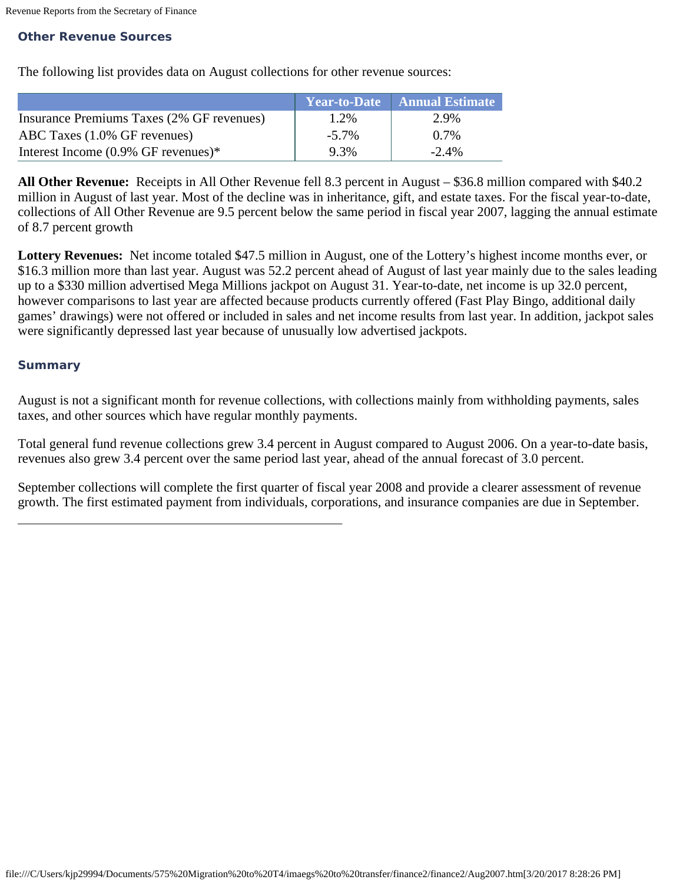### Other Revenue Sources

The following list provides data on August collections for other revenue sources:

| | Year-to-Date | Annual Estimate |
|---|---|---|
| Insurance Premiums Taxes (2% GF revenues) | 1.2% | 2.9% |
| ABC Taxes (1.0% GF revenues) | -5.7% | 0.7% |
| Interest Income (0.9% GF revenues)* | 9.3% | -2.4% |

**All Other Revenue:** Receipts in All Other Revenue fell 8.3 percent in August – $36.8 million compared with $40.2 million in August of last year. Most of the decline was in inheritance, gift, and estate taxes. For the fiscal year-to-date, collections of All Other Revenue are 9.5 percent below the same period in fiscal year 2007, lagging the annual estimate of 8.7 percent growth

**Lottery Revenues:** Net income totaled $47.5 million in August, one of the Lottery's highest income months ever, or $16.3 million more than last year. August was 52.2 percent ahead of August of last year mainly due to the sales leading up to a $330 million advertised Mega Millions jackpot on August 31. Year-to-date, net income is up 32.0 percent, however comparisons to last year are affected because products currently offered (Fast Play Bingo, additional daily games' drawings) were not offered or included in sales and net income results from last year. In addition, jackpot sales were significantly depressed last year because of unusually low advertised jackpots.

### Summary

August is not a significant month for revenue collections, with collections mainly from withholding payments, sales taxes, and other sources which have regular monthly payments.

Total general fund revenue collections grew 3.4 percent in August compared to August 2006. On a year-to-date basis, revenues also grew 3.4 percent over the same period last year, ahead of the annual forecast of 3.0 percent.

September collections will complete the first quarter of fiscal year 2008 and provide a clearer assessment of revenue growth. The first estimated payment from individuals, corporations, and insurance companies are due in September.